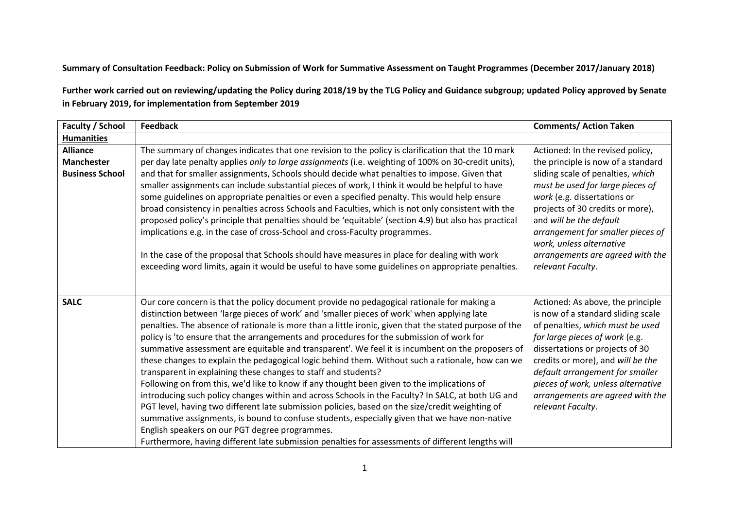**Summary of Consultation Feedback: Policy on Submission of Work for Summative Assessment on Taught Programmes (December 2017/January 2018)**

**Further work carried out on reviewing/updating the Policy during 2018/19 by the TLG Policy and Guidance subgroup; updated Policy approved by Senate in February 2019, for implementation from September 2019**

| Faculty / School | Feedback | Comments/ Action Taken |
|---|---|---|
| **Humanities** | | |
| **Alliance Manchester Business School** | The summary of changes indicates that one revision to the policy is clarification that the 10 mark per day late penalty applies *only to large assignments* (i.e. weighting of 100% on 30-credit units), and that for smaller assignments, Schools should decide what penalties to impose. Given that smaller assignments can include substantial pieces of work, I think it would be helpful to have some guidelines on appropriate penalties or even a specified penalty. This would help ensure broad consistency in penalties across Schools and Faculties, which is not only consistent with the proposed policy's principle that penalties should be 'equitable' (section 4.9) but also has practical implications e.g. in the case of cross-School and cross-Faculty programmes.<br><br>In the case of the proposal that Schools should have measures in place for dealing with work exceeding word limits, again it would be useful to have some guidelines on appropriate penalties. | Actioned: In the revised policy, the principle is now of a standard sliding scale of penalties, *which must be used for large pieces of work* (e.g. dissertations or projects of 30 credits or more), and *will be the default arrangement for smaller pieces of work, unless alternative arrangements are agreed with the relevant Faculty*. |
| **SALC** | Our core concern is that the policy document provide no pedagogical rationale for making a distinction between 'large pieces of work' and 'smaller pieces of work' when applying late penalties. The absence of rationale is more than a little ironic, given that the stated purpose of the policy is 'to ensure that the arrangements and procedures for the submission of work for summative assessment are equitable and transparent'. We feel it is incumbent on the proposers of these changes to explain the pedagogical logic behind them. Without such a rationale, how can we transparent in explaining these changes to staff and students?<br>Following on from this, we'd like to know if any thought been given to the implications of introducing such policy changes within and across Schools in the Faculty? In SALC, at both UG and PGT level, having two different late submission policies, based on the size/credit weighting of summative assignments, is bound to confuse students, especially given that we have non-native English speakers on our PGT degree programmes.<br>Furthermore, having different late submission penalties for assessments of different lengths will | Actioned: As above, the principle is now of a standard sliding scale of penalties, *which must be used for large pieces of work* (e.g. dissertations or projects of 30 credits or more), and *will be the default arrangement for smaller pieces of work, unless alternative arrangements are agreed with the relevant Faculty*. |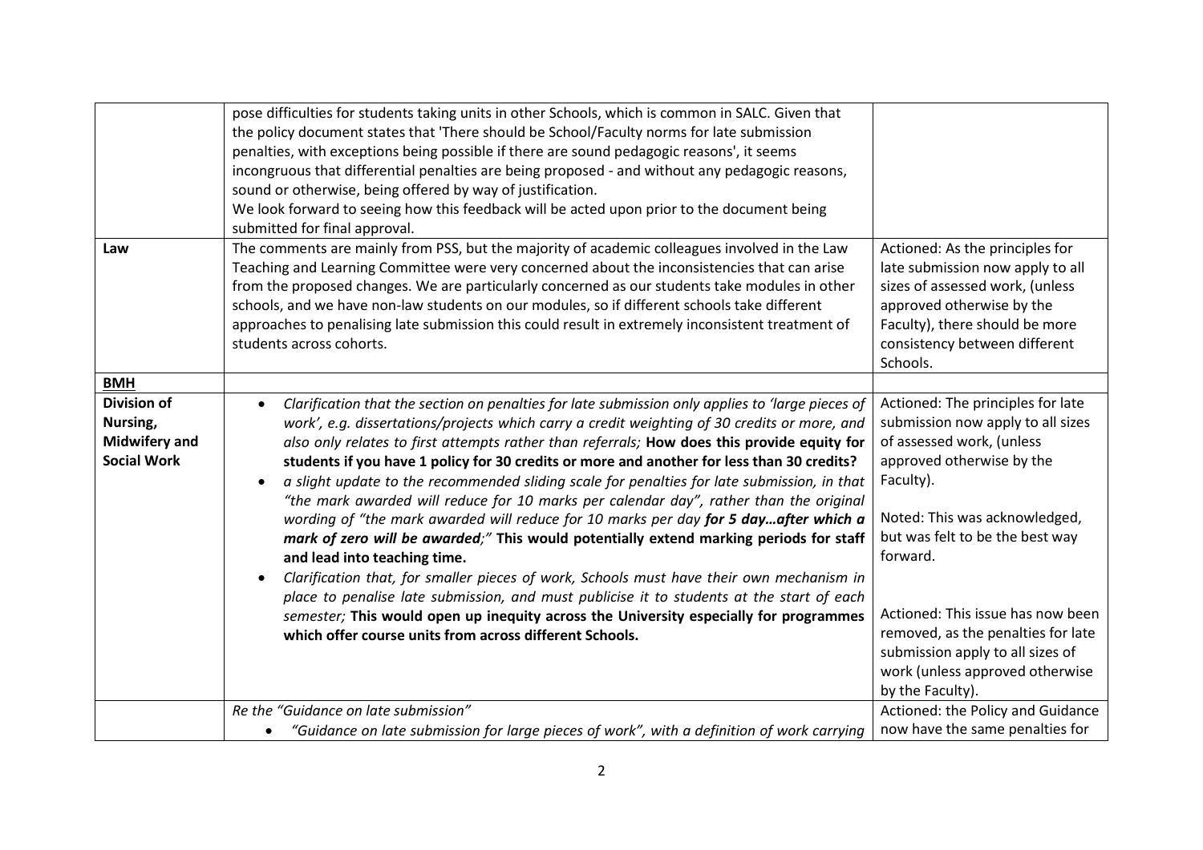| | | |
|---|---|---|
| | pose difficulties for students taking units in other Schools, which is common in SALC. Given that the policy document states that 'There should be School/Faculty norms for late submission penalties, with exceptions being possible if there are sound pedagogic reasons', it seems incongruous that differential penalties are being proposed - and without any pedagogic reasons, sound or otherwise, being offered by way of justification.<br>We look forward to seeing how this feedback will be acted upon prior to the document being submitted for final approval. | |
| **Law** | The comments are mainly from PSS, but the majority of academic colleagues involved in the Law Teaching and Learning Committee were very concerned about the inconsistencies that can arise from the proposed changes. We are particularly concerned as our students take modules in other schools, and we have non-law students on our modules, so if different schools take different approaches to penalising late submission this could result in extremely inconsistent treatment of students across cohorts. | Actioned: As the principles for late submission now apply to all sizes of assessed work, (unless approved otherwise by the Faculty), there should be more consistency between different Schools. |
| **<u>BMH</u>** | | |
| **Division of Nursing, Midwifery and Social Work** | • *Clarification that the section on penalties for late submission only applies to 'large pieces of work', e.g. dissertations/projects which carry a credit weighting of 30 credits or more, and also only relates to first attempts rather than referrals;* **How does this provide equity for students if you have 1 policy for 30 credits or more and another for less than 30 credits?**<br>• *a slight update to the recommended sliding scale for penalties for late submission, in that "the mark awarded will reduce for 10 marks per calendar day", rather than the original wording of "the mark awarded will reduce for 10 marks per day* ***for 5 day…after which a mark of zero will be awarded;"*** **This would potentially extend marking periods for staff and lead into teaching time.**<br>• *Clarification that, for smaller pieces of work, Schools must have their own mechanism in place to penalise late submission, and must publicise it to students at the start of each semester;* **This would open up inequity across the University especially for programmes which offer course units from across different Schools.** | Actioned: The principles for late submission now apply to all sizes of assessed work, (unless approved otherwise by the Faculty).<br><br>Noted: This was acknowledged, but was felt to be the best way forward.<br><br>Actioned: This issue has now been removed, as the penalties for late submission apply to all sizes of work (unless approved otherwise by the Faculty). |
| | *Re the "Guidance on late submission"*<br>• *"Guidance on late submission for large pieces of work", with a definition of work carrying* | Actioned: the Policy and Guidance now have the same penalties for |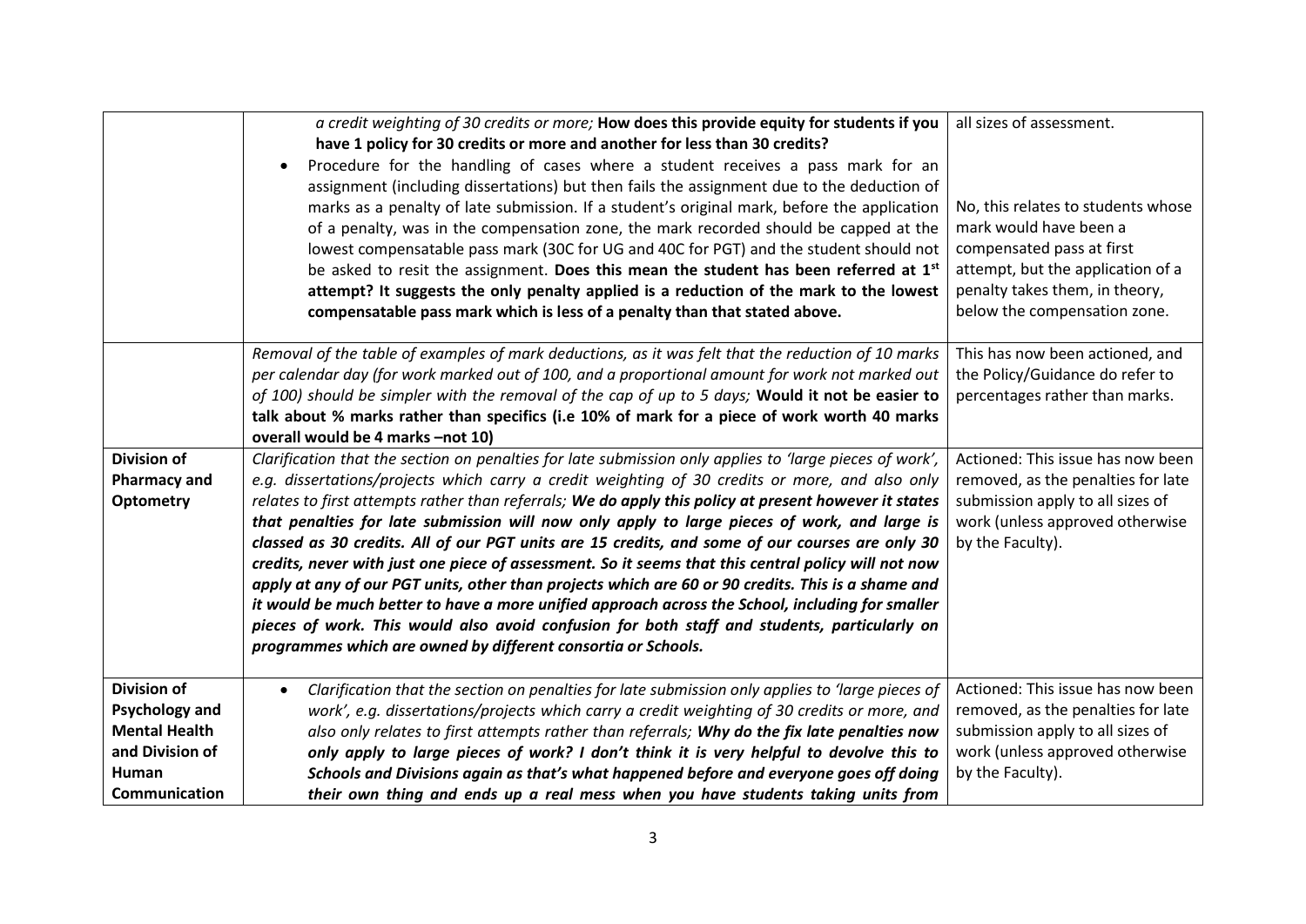| | | |
|---|---|---|
| | *a credit weighting of 30 credits or more;* **How does this provide equity for students if you have 1 policy for 30 credits or more and another for less than 30 credits?**<br>• Procedure for the handling of cases where a student receives a pass mark for an assignment (including dissertations) but then fails the assignment due to the deduction of marks as a penalty of late submission. If a student's original mark, before the application of a penalty, was in the compensation zone, the mark recorded should be capped at the lowest compensatable pass mark (30C for UG and 40C for PGT) and the student should not be asked to resit the assignment. **Does this mean the student has been referred at 1st attempt? It suggests the only penalty applied is a reduction of the mark to the lowest compensatable pass mark which is less of a penalty than that stated above.** | all sizes of assessment.<br><br>No, this relates to students whose mark would have been a compensated pass at first attempt, but the application of a penalty takes them, in theory, below the compensation zone. |
| | *Removal of the table of examples of mark deductions, as it was felt that the reduction of 10 marks per calendar day (for work marked out of 100, and a proportional amount for work not marked out of 100) should be simpler with the removal of the cap of up to 5 days;* **Would it not be easier to talk about % marks rather than specifics (i.e 10% of mark for a piece of work worth 40 marks overall would be 4 marks –not 10)** | This has now been actioned, and the Policy/Guidance do refer to percentages rather than marks. |
| **Division of Pharmacy and Optometry** | *Clarification that the section on penalties for late submission only applies to 'large pieces of work', e.g. dissertations/projects which carry a credit weighting of 30 credits or more, and also only relates to first attempts rather than referrals;* ***We do apply this policy at present however it states that penalties for late submission will now only apply to large pieces of work, and large is classed as 30 credits. All of our PGT units are 15 credits, and some of our courses are only 30 credits, never with just one piece of assessment. So it seems that this central policy will not now apply at any of our PGT units, other than projects which are 60 or 90 credits. This is a shame and it would be much better to have a more unified approach across the School, including for smaller pieces of work. This would also avoid confusion for both staff and students, particularly on programmes which are owned by different consortia or Schools.*** | Actioned: This issue has now been removed, as the penalties for late submission apply to all sizes of work (unless approved otherwise by the Faculty). |
| **Division of Psychology and Mental Health and Division of Human Communication** | • *Clarification that the section on penalties for late submission only applies to 'large pieces of work', e.g. dissertations/projects which carry a credit weighting of 30 credits or more, and also only relates to first attempts rather than referrals;* ***Why do the fix late penalties now only apply to large pieces of work? I don't think it is very helpful to devolve this to Schools and Divisions again as that's what happened before and everyone goes off doing their own thing and ends up a real mess when you have students taking units from*** | Actioned: This issue has now been removed, as the penalties for late submission apply to all sizes of work (unless approved otherwise by the Faculty). |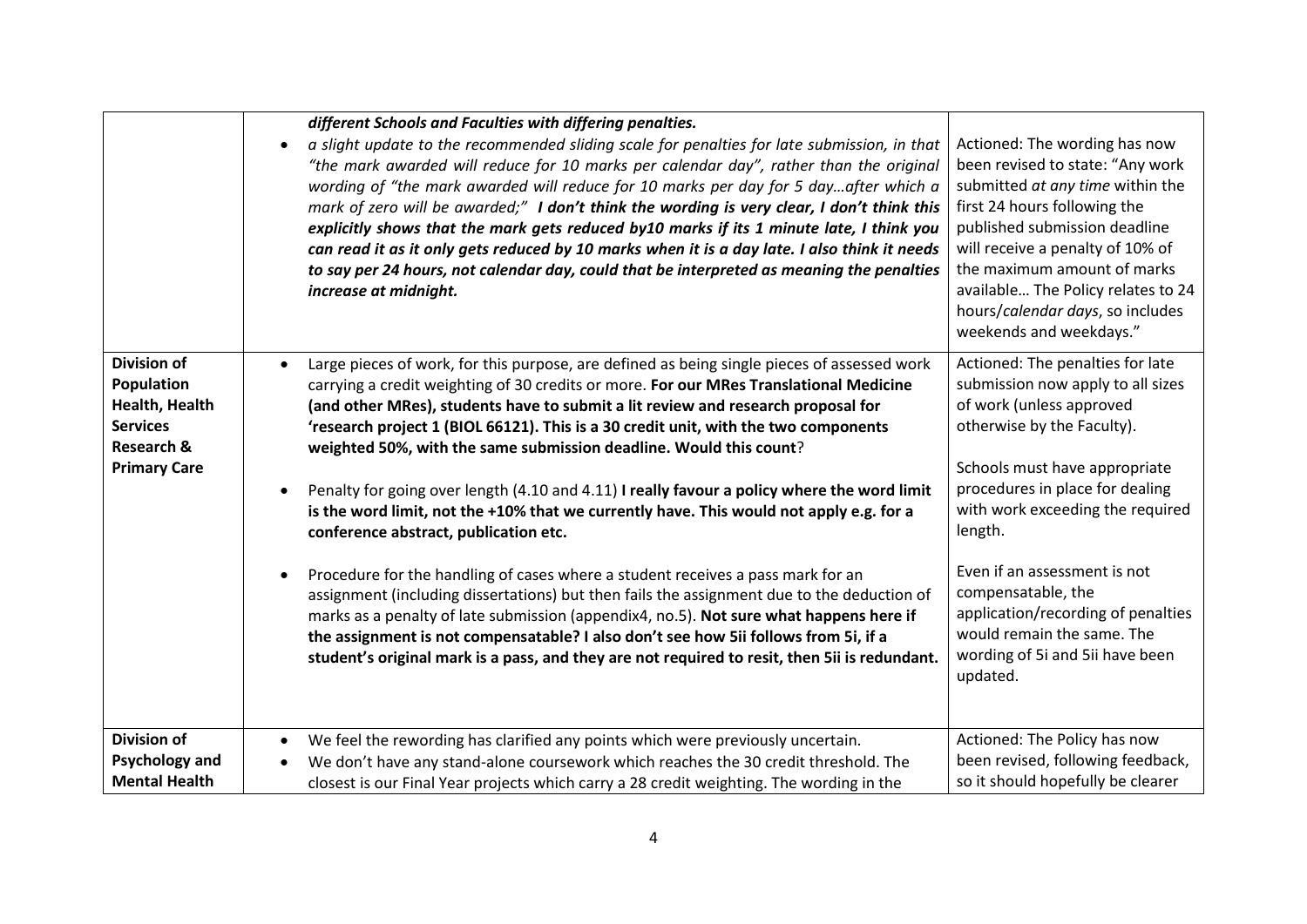| | | |
|---|---|---|
| | ***different Schools and Faculties with differing penalties.*** <br>• *a slight update to the recommended sliding scale for penalties for late submission, in that "the mark awarded will reduce for 10 marks per calendar day", rather than the original wording of "the mark awarded will reduce for 10 marks per day for 5 day…after which a mark of zero will be awarded;"* ***I don't think the wording is very clear, I don't think this explicitly shows that the mark gets reduced by10 marks if its 1 minute late, I think you can read it as it only gets reduced by 10 marks when it is a day late. I also think it needs to say per 24 hours, not calendar day, could that be interpreted as meaning the penalties increase at midnight.*** | Actioned: The wording has now been revised to state: "Any work submitted *at any time* within the first 24 hours following the published submission deadline will receive a penalty of 10% of the maximum amount of marks available… The Policy relates to 24 hours/*calendar days*, so includes weekends and weekdays." |
| **Division of Population Health, Health Services Research & Primary Care** | • Large pieces of work, for this purpose, are defined as being single pieces of assessed work carrying a credit weighting of 30 credits or more. **For our MRes Translational Medicine (and other MRes), students have to submit a lit review and research proposal for 'research project 1 (BIOL 66121). This is a 30 credit unit, with the two components weighted 50%, with the same submission deadline. Would this count**? <br><br>• Penalty for going over length (4.10 and 4.11) **I really favour a policy where the word limit is the word limit, not the +10% that we currently have. This would not apply e.g. for a conference abstract, publication etc.** <br><br>• Procedure for the handling of cases where a student receives a pass mark for an assignment (including dissertations) but then fails the assignment due to the deduction of marks as a penalty of late submission (appendix4, no.5). **Not sure what happens here if the assignment is not compensatable? I also don't see how 5ii follows from 5i, if a student's original mark is a pass, and they are not required to resit, then 5ii is redundant.** | Actioned: The penalties for late submission now apply to all sizes of work (unless approved otherwise by the Faculty). <br><br>Schools must have appropriate procedures in place for dealing with work exceeding the required length. <br><br>Even if an assessment is not compensatable, the application/recording of penalties would remain the same. The wording of 5i and 5ii have been updated. |
| **Division of Psychology and Mental Health** | • We feel the rewording has clarified any points which were previously uncertain. <br>• We don't have any stand-alone coursework which reaches the 30 credit threshold. The closest is our Final Year projects which carry a 28 credit weighting. The wording in the | Actioned: The Policy has now been revised, following feedback, so it should hopefully be clearer |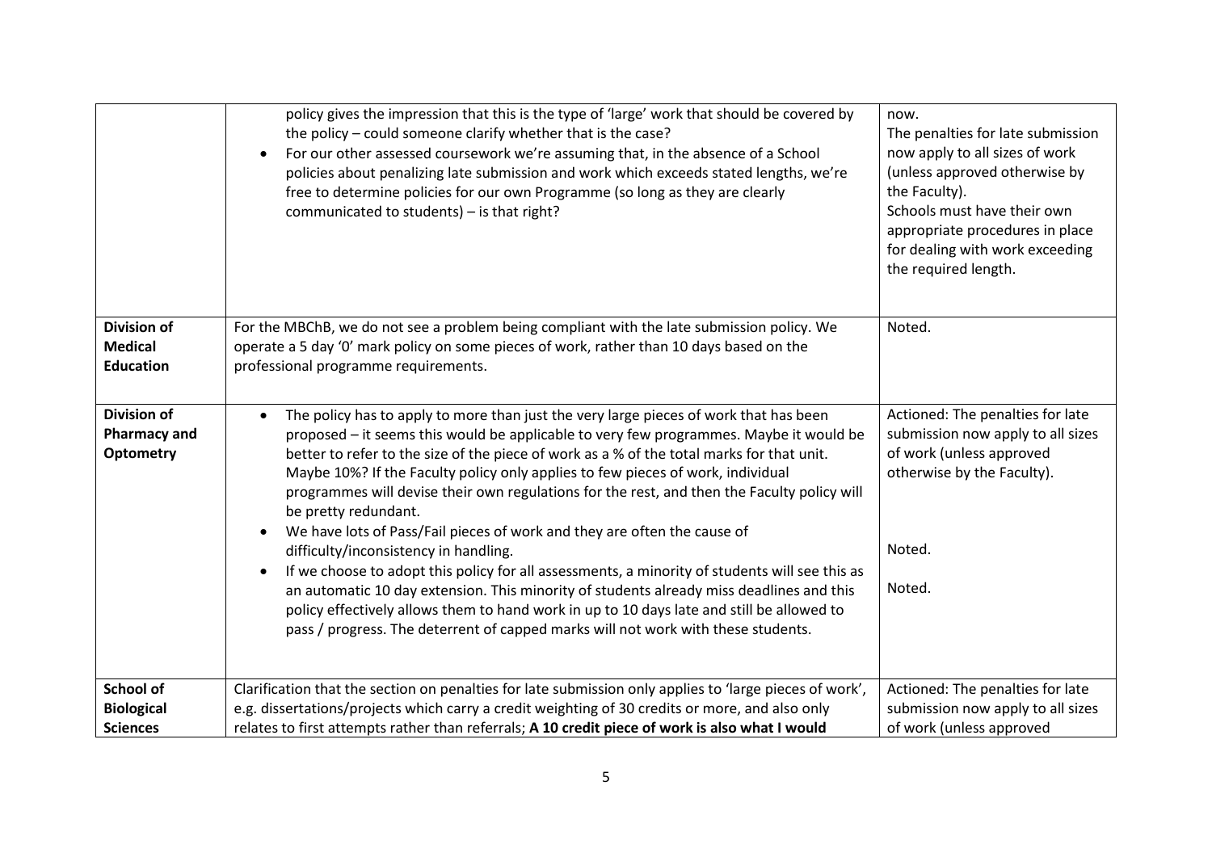| | | |
|---|---|---|
| | policy gives the impression that this is the type of 'large' work that should be covered by the policy – could someone clarify whether that is the case?<br>• For our other assessed coursework we're assuming that, in the absence of a School policies about penalizing late submission and work which exceeds stated lengths, we're free to determine policies for our own Programme (so long as they are clearly communicated to students) – is that right? | now.<br>The penalties for late submission now apply to all sizes of work (unless approved otherwise by the Faculty).<br>Schools must have their own appropriate procedures in place for dealing with work exceeding the required length. |
| **Division of Medical Education** | For the MBChB, we do not see a problem being compliant with the late submission policy. We operate a 5 day '0' mark policy on some pieces of work, rather than 10 days based on the professional programme requirements. | Noted. |
| **Division of Pharmacy and Optometry** | • The policy has to apply to more than just the very large pieces of work that has been proposed – it seems this would be applicable to very few programmes. Maybe it would be better to refer to the size of the piece of work as a % of the total marks for that unit. Maybe 10%? If the Faculty policy only applies to few pieces of work, individual programmes will devise their own regulations for the rest, and then the Faculty policy will be pretty redundant.<br>• We have lots of Pass/Fail pieces of work and they are often the cause of difficulty/inconsistency in handling.<br>• If we choose to adopt this policy for all assessments, a minority of students will see this as an automatic 10 day extension. This minority of students already miss deadlines and this policy effectively allows them to hand work in up to 10 days late and still be allowed to pass / progress. The deterrent of capped marks will not work with these students. | Actioned: The penalties for late submission now apply to all sizes of work (unless approved otherwise by the Faculty).<br><br>Noted.<br><br>Noted. |
| **School of Biological Sciences** | Clarification that the section on penalties for late submission only applies to 'large pieces of work', e.g. dissertations/projects which carry a credit weighting of 30 credits or more, and also only relates to first attempts rather than referrals; **A 10 credit piece of work is also what I would** | Actioned: The penalties for late submission now apply to all sizes of work (unless approved |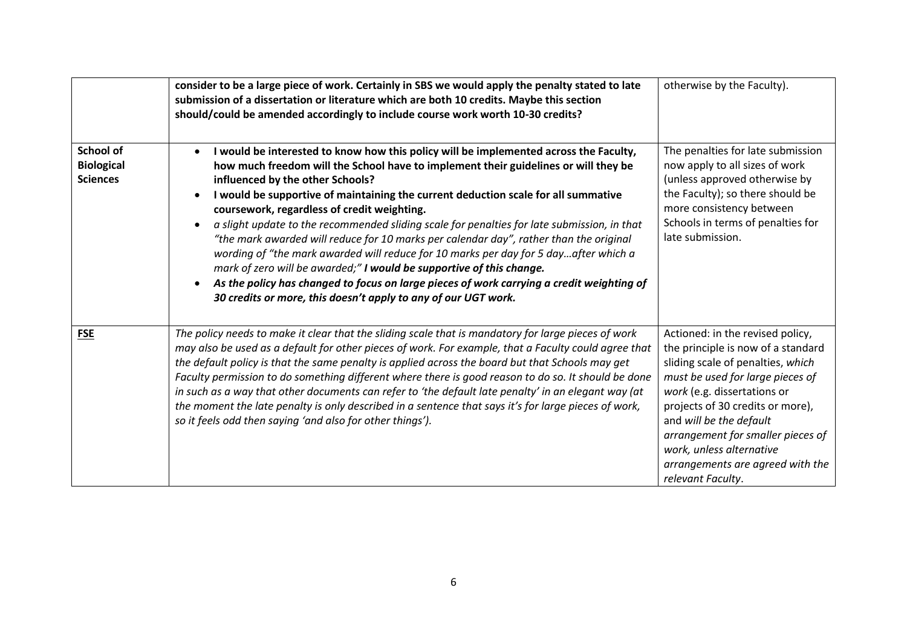| | | |
|---|---|---|
| | **consider to be a large piece of work. Certainly in SBS we would apply the penalty stated to late submission of a dissertation or literature which are both 10 credits. Maybe this section should/could be amended accordingly to include course work worth 10-30 credits?** | otherwise by the Faculty). |
| **School of Biological Sciences** | • **I would be interested to know how this policy will be implemented across the Faculty, how much freedom will the School have to implement their guidelines or will they be influenced by the other Schools?**<br>• **I would be supportive of maintaining the current deduction scale for all summative coursework, regardless of credit weighting.**<br>• *a slight update to the recommended sliding scale for penalties for late submission, in that "the mark awarded will reduce for 10 marks per calendar day", rather than the original wording of "the mark awarded will reduce for 10 marks per day for 5 day…after which a mark of zero will be awarded;"* ***I would be supportive of this change.***<br>• ***As the policy has changed to focus on large pieces of work carrying a credit weighting of 30 credits or more, this doesn't apply to any of our UGT work.*** | The penalties for late submission now apply to all sizes of work (unless approved otherwise by the Faculty); so there should be more consistency between Schools in terms of penalties for late submission. |
| **FSE** | *The policy needs to make it clear that the sliding scale that is mandatory for large pieces of work may also be used as a default for other pieces of work. For example, that a Faculty could agree that the default policy is that the same penalty is applied across the board but that Schools may get Faculty permission to do something different where there is good reason to do so. It should be done in such as a way that other documents can refer to 'the default late penalty' in an elegant way (at the moment the late penalty is only described in a sentence that says it's for large pieces of work, so it feels odd then saying 'and also for other things').* | Actioned: in the revised policy, the principle is now of a standard sliding scale of penalties, *which must be used for large pieces of work* (e.g. dissertations or projects of 30 credits or more), and *will be the default arrangement for smaller pieces of work, unless alternative arrangements are agreed with the relevant Faculty*. |